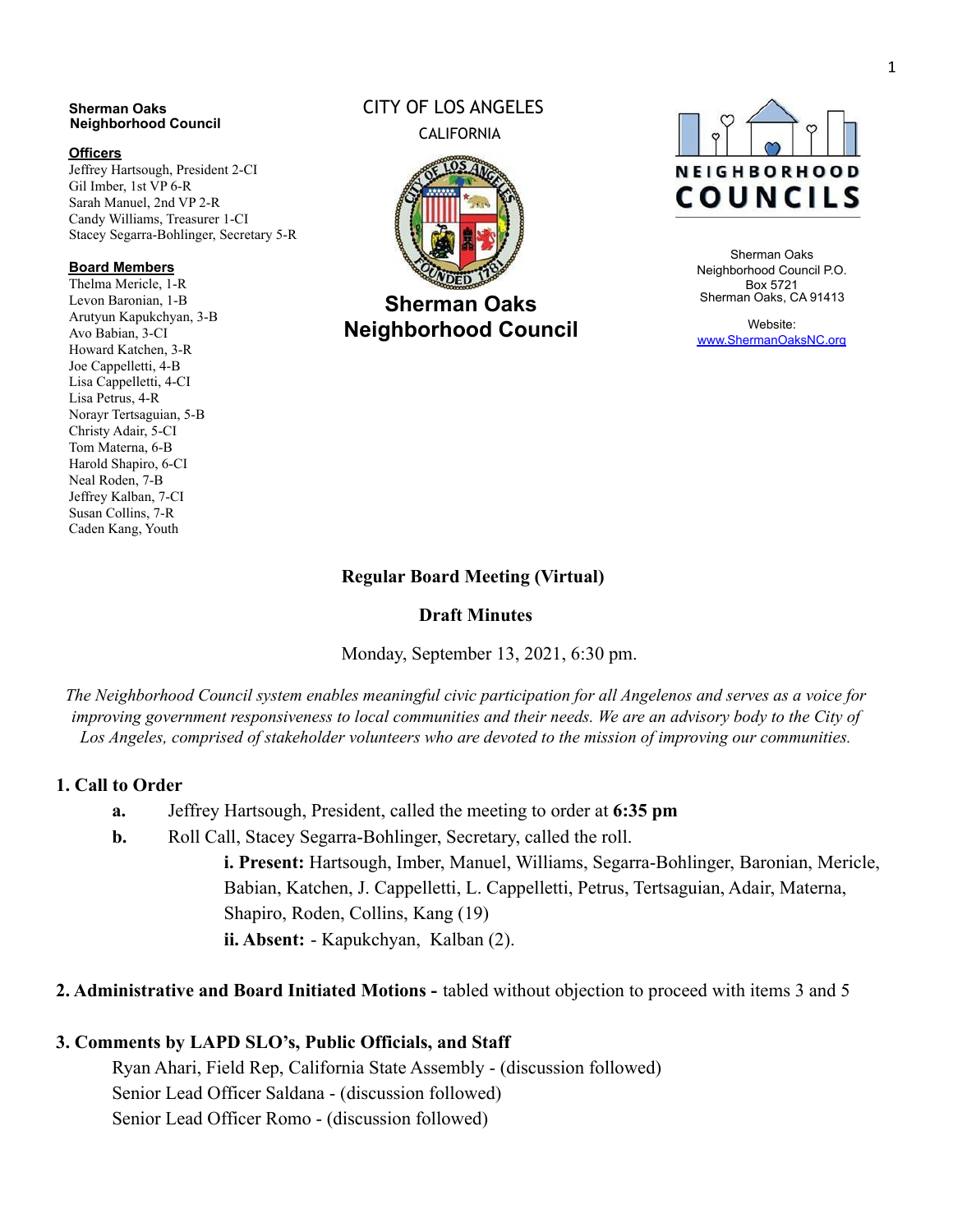**Sherman Oaks Neighborhood Council**

**Officers**

Jeffrey Hartsough, President 2-CI
Gil Imber, 1st VP 6-R
Sarah Manuel, 2nd VP 2-R
Candy Williams, Treasurer 1-CI
Stacey Segarra-Bohlinger, Secretary 5-R

**Board Members**

Thelma Mericle, 1-R
Levon Baronian, 1-B
Arutyun Kapukchyan, 3-B
Avo Babian, 3-CI
Howard Katchen, 3-R
Joe Cappelletti, 4-B
Lisa Cappelletti, 4-CI
Lisa Petrus, 4-R
Norayr Tertsaguian, 5-B
Christy Adair, 5-CI
Tom Materna, 6-B
Harold Shapiro, 6-CI
Neal Roden, 7-B
Jeffrey Kalban, 7-CI
Susan Collins, 7-R
Caden Kang, Youth

CITY OF LOS ANGELES
CALIFORNIA

**Sherman Oaks Neighborhood Council**

NEIGHBORHOOD COUNCILS

Sherman Oaks Neighborhood Council P.O. Box 5721
Sherman Oaks, CA 91413

Website:
www.ShermanOaksNC.org

**Regular Board Meeting (Virtual)**

**Draft Minutes**

Monday, September 13, 2021, 6:30 pm.

*The Neighborhood Council system enables meaningful civic participation for all Angelenos and serves as a voice for improving government responsiveness to local communities and their needs. We are an advisory body to the City of Los Angeles, comprised of stakeholder volunteers who are devoted to the mission of improving our communities.*

## 1. Call to Order

**a.** Jeffrey Hartsough, President, called the meeting to order at **6:35 pm**

**b.** Roll Call, Stacey Segarra-Bohlinger, Secretary, called the roll.

**i. Present:** Hartsough, Imber, Manuel, Williams, Segarra-Bohlinger, Baronian, Mericle, Babian, Katchen, J. Cappelletti, L. Cappelletti, Petrus, Tertsaguian, Adair, Materna, Shapiro, Roden, Collins, Kang (19)

**ii. Absent:** - Kapukchyan, Kalban (2).

## 2. Administrative and Board Initiated Motions - tabled without objection to proceed with items 3 and 5

## 3. Comments by LAPD SLO's, Public Officials, and Staff

Ryan Ahari, Field Rep, California State Assembly - (discussion followed)
Senior Lead Officer Saldana - (discussion followed)
Senior Lead Officer Romo - (discussion followed)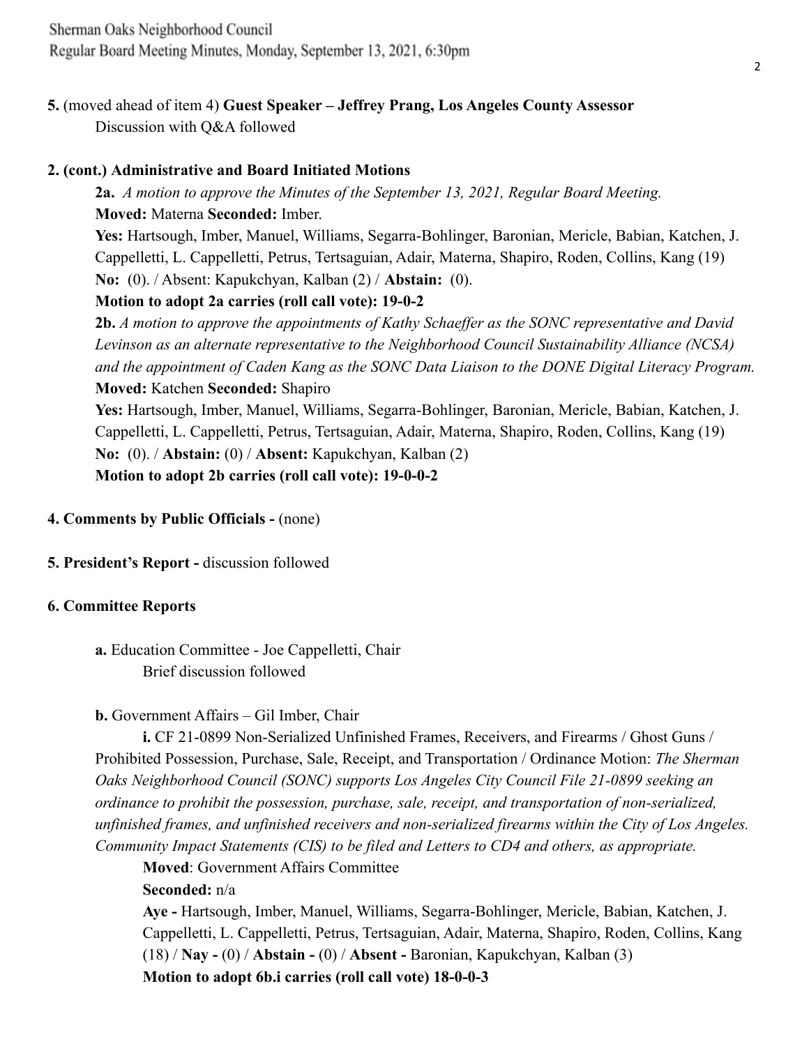**5.** (moved ahead of item 4) **Guest Speaker – Jeffrey Prang, Los Angeles County Assessor**
Discussion with Q&A followed

**2. (cont.) Administrative and Board Initiated Motions**

**2a.** *A motion to approve the Minutes of the September 13, 2021, Regular Board Meeting.*
**Moved:** Materna **Seconded:** Imber.
**Yes:** Hartsough, Imber, Manuel, Williams, Segarra-Bohlinger, Baronian, Mericle, Babian, Katchen, J. Cappelletti, L. Cappelletti, Petrus, Tertsaguian, Adair, Materna, Shapiro, Roden, Collins, Kang (19)
**No:** (0). / Absent: Kapukchyan, Kalban (2) / **Abstain:** (0).
**Motion to adopt 2a carries (roll call vote): 19-0-2**

**2b.** *A motion to approve the appointments of Kathy Schaeffer as the SONC representative and David Levinson as an alternate representative to the Neighborhood Council Sustainability Alliance (NCSA) and the appointment of Caden Kang as the SONC Data Liaison to the DONE Digital Literacy Program.*
**Moved:** Katchen **Seconded:** Shapiro
**Yes:** Hartsough, Imber, Manuel, Williams, Segarra-Bohlinger, Baronian, Mericle, Babian, Katchen, J. Cappelletti, L. Cappelletti, Petrus, Tertsaguian, Adair, Materna, Shapiro, Roden, Collins, Kang (19)
**No:** (0). / **Abstain:** (0) / **Absent:** Kapukchyan, Kalban (2)
**Motion to adopt 2b carries (roll call vote): 19-0-0-2**

**4. Comments by Public Officials -** (none)

**5. President's Report -** discussion followed

**6. Committee Reports**

**a.** Education Committee - Joe Cappelletti, Chair
Brief discussion followed

**b.** Government Affairs – Gil Imber, Chair

**i.** CF 21-0899 Non-Serialized Unfinished Frames, Receivers, and Firearms / Ghost Guns / Prohibited Possession, Purchase, Sale, Receipt, and Transportation / Ordinance Motion: *The Sherman Oaks Neighborhood Council (SONC) supports Los Angeles City Council File 21-0899 seeking an ordinance to prohibit the possession, purchase, sale, receipt, and transportation of non-serialized, unfinished frames, and unfinished receivers and non-serialized firearms within the City of Los Angeles. Community Impact Statements (CIS) to be filed and Letters to CD4 and others, as appropriate.*

**Moved**: Government Affairs Committee
**Seconded:** n/a
**Aye -** Hartsough, Imber, Manuel, Williams, Segarra-Bohlinger, Mericle, Babian, Katchen, J. Cappelletti, L. Cappelletti, Petrus, Tertsaguian, Adair, Materna, Shapiro, Roden, Collins, Kang (18) / **Nay -** (0) / **Abstain -** (0) / **Absent -** Baronian, Kapukchyan, Kalban (3)
**Motion to adopt 6b.i carries (roll call vote) 18-0-0-3**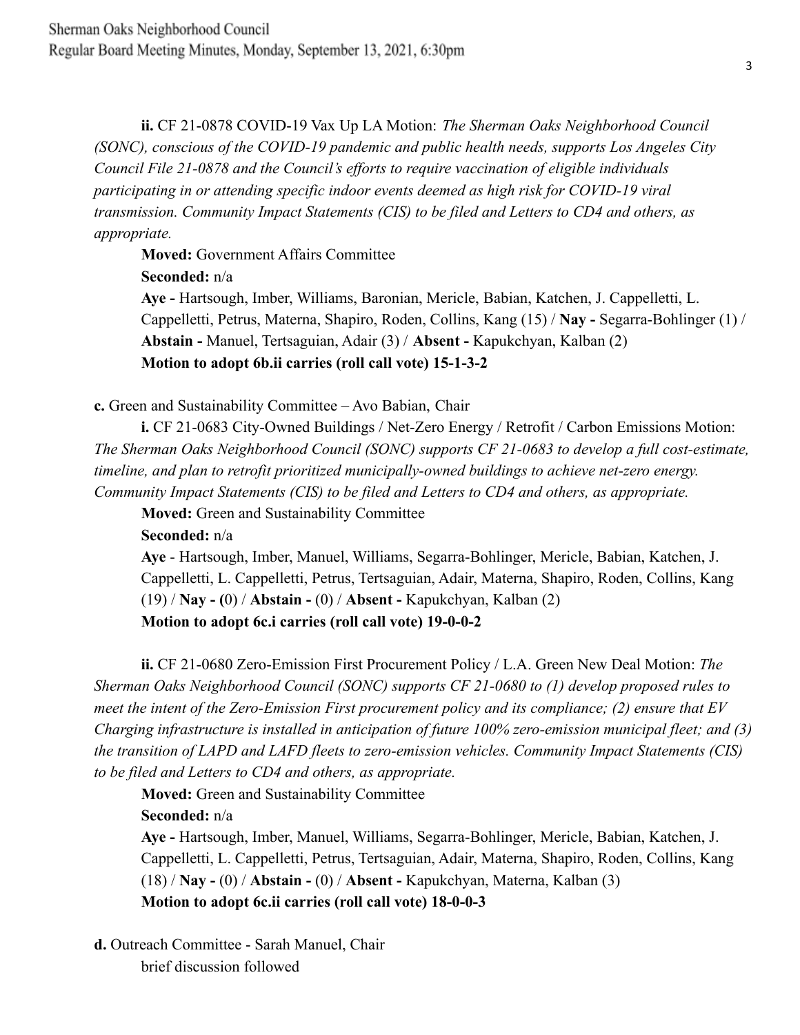**ii.** CF 21-0878 COVID-19 Vax Up LA Motion: *The Sherman Oaks Neighborhood Council (SONC), conscious of the COVID-19 pandemic and public health needs, supports Los Angeles City Council File 21-0878 and the Council's efforts to require vaccination of eligible individuals participating in or attending specific indoor events deemed as high risk for COVID-19 viral transmission. Community Impact Statements (CIS) to be filed and Letters to CD4 and others, as appropriate.*

**Moved:** Government Affairs Committee
**Seconded:** n/a
**Aye -** Hartsough, Imber, Williams, Baronian, Mericle, Babian, Katchen, J. Cappelletti, L. Cappelletti, Petrus, Materna, Shapiro, Roden, Collins, Kang (15) / **Nay -** Segarra-Bohlinger (1) / **Abstain -** Manuel, Tertsaguian, Adair (3) / **Absent -** Kapukchyan, Kalban (2)
**Motion to adopt 6b.ii carries (roll call vote) 15-1-3-2**

**c.** Green and Sustainability Committee – Avo Babian, Chair

**i.** CF 21-0683 City-Owned Buildings / Net-Zero Energy / Retrofit / Carbon Emissions Motion: *The Sherman Oaks Neighborhood Council (SONC) supports CF 21-0683 to develop a full cost-estimate, timeline, and plan to retrofit prioritized municipally-owned buildings to achieve net-zero energy. Community Impact Statements (CIS) to be filed and Letters to CD4 and others, as appropriate.*

**Moved:** Green and Sustainability Committee
**Seconded:** n/a
**Aye** - Hartsough, Imber, Manuel, Williams, Segarra-Bohlinger, Mericle, Babian, Katchen, J. Cappelletti, L. Cappelletti, Petrus, Tertsaguian, Adair, Materna, Shapiro, Roden, Collins, Kang (19) / **Nay - (**0) / **Abstain -** (0) / **Absent -** Kapukchyan, Kalban (2)
**Motion to adopt 6c.i carries (roll call vote) 19-0-0-2**

**ii.** CF 21-0680 Zero-Emission First Procurement Policy / L.A. Green New Deal Motion: *The Sherman Oaks Neighborhood Council (SONC) supports CF 21-0680 to (1) develop proposed rules to meet the intent of the Zero-Emission First procurement policy and its compliance; (2) ensure that EV Charging infrastructure is installed in anticipation of future 100% zero-emission municipal fleet; and (3) the transition of LAPD and LAFD fleets to zero-emission vehicles. Community Impact Statements (CIS) to be filed and Letters to CD4 and others, as appropriate.*

**Moved:** Green and Sustainability Committee
**Seconded:** n/a
**Aye -** Hartsough, Imber, Manuel, Williams, Segarra-Bohlinger, Mericle, Babian, Katchen, J. Cappelletti, L. Cappelletti, Petrus, Tertsaguian, Adair, Materna, Shapiro, Roden, Collins, Kang (18) / **Nay -** (0) / **Abstain -** (0) / **Absent -** Kapukchyan, Materna, Kalban (3)
**Motion to adopt 6c.ii carries (roll call vote) 18-0-0-3**

**d.** Outreach Committee - Sarah Manuel, Chair
brief discussion followed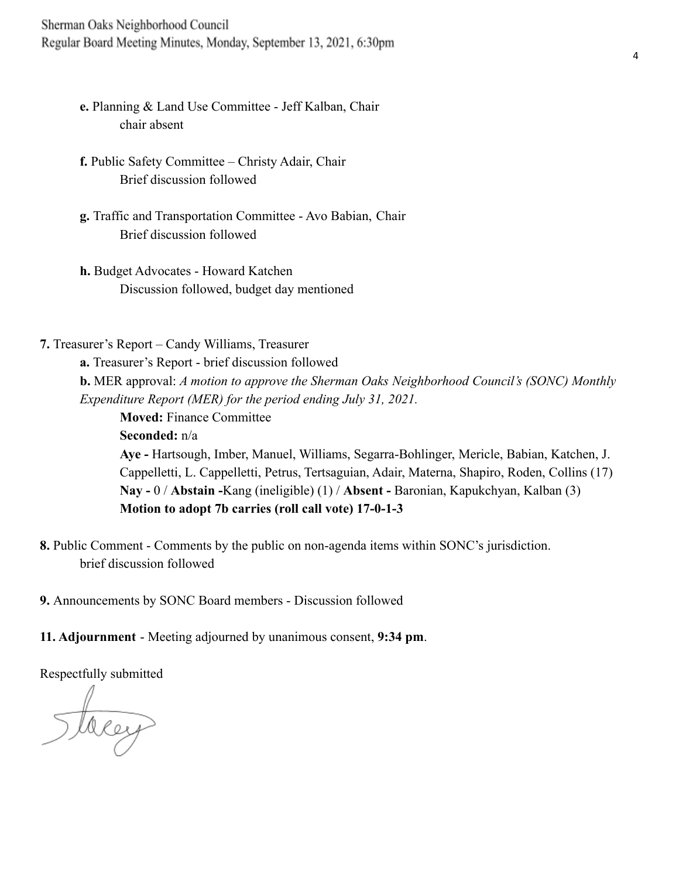**e.** Planning & Land Use Committee - Jeff Kalban, Chair
chair absent

**f.** Public Safety Committee – Christy Adair, Chair
Brief discussion followed

**g.** Traffic and Transportation Committee - Avo Babian, Chair
Brief discussion followed

**h.** Budget Advocates - Howard Katchen
Discussion followed, budget day mentioned

**7.** Treasurer's Report – Candy Williams, Treasurer

**a.** Treasurer's Report - brief discussion followed

**b.** MER approval: *A motion to approve the Sherman Oaks Neighborhood Council's (SONC) Monthly Expenditure Report (MER) for the period ending July 31, 2021.*

**Moved:** Finance Committee
**Seconded:** n/a
**Aye -** Hartsough, Imber, Manuel, Williams, Segarra-Bohlinger, Mericle, Babian, Katchen, J. Cappelletti, L. Cappelletti, Petrus, Tertsaguian, Adair, Materna, Shapiro, Roden, Collins (17)
**Nay -** 0 / **Abstain -**Kang (ineligible) (1) / **Absent -** Baronian, Kapukchyan, Kalban (3)
**Motion to adopt 7b carries (roll call vote) 17-0-1-3**

**8.** Public Comment - Comments by the public on non-agenda items within SONC's jurisdiction.
brief discussion followed

**9.** Announcements by SONC Board members - Discussion followed

**11. Adjournment** - Meeting adjourned by unanimous consent, **9:34 pm**.

Respectfully submitted

Stacey